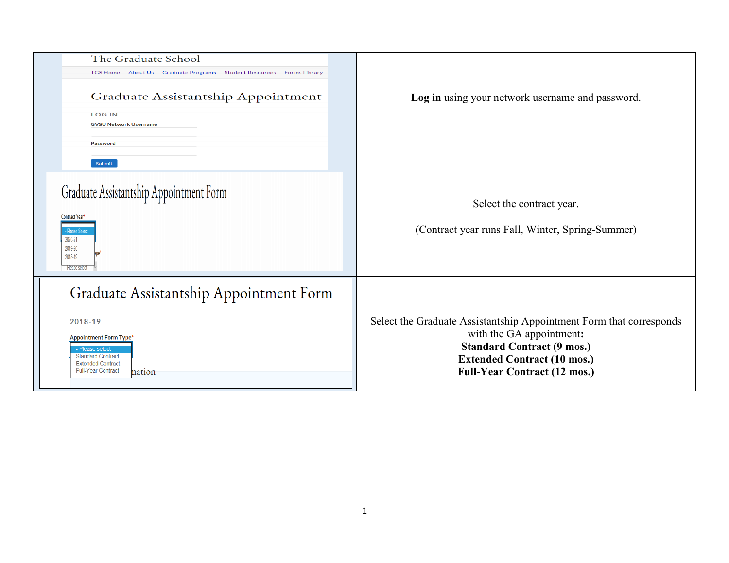| | |
|---|---|
| The Graduate School<br>TGS Home · About Us · Graduate Programs · Student Resources · Forms Library<br>Graduate Assistantship Appointment<br>LOG IN<br>GVSU Network Username<br>Password<br>Submit | **Log in** using your network username and password. |
| Graduate Assistantship Appointment Form<br>Contract Year*<br>- Please Select<br>2020-21<br>2019-20<br>2018-19 | Select the contract year.<br><br>(Contract year runs Fall, Winter, Spring-Summer) |
| Graduate Assistantship Appointment Form<br>2018-19<br>Appointment Form Type*<br>- Please select<br>Standard Contract<br>Extended Contract<br>Full-Year Contract | Select the Graduate Assistantship Appointment Form that corresponds with the GA appointment**:**<br>**Standard Contract (9 mos.)**<br>**Extended Contract (10 mos.)**<br>**Full-Year Contract (12 mos.)** |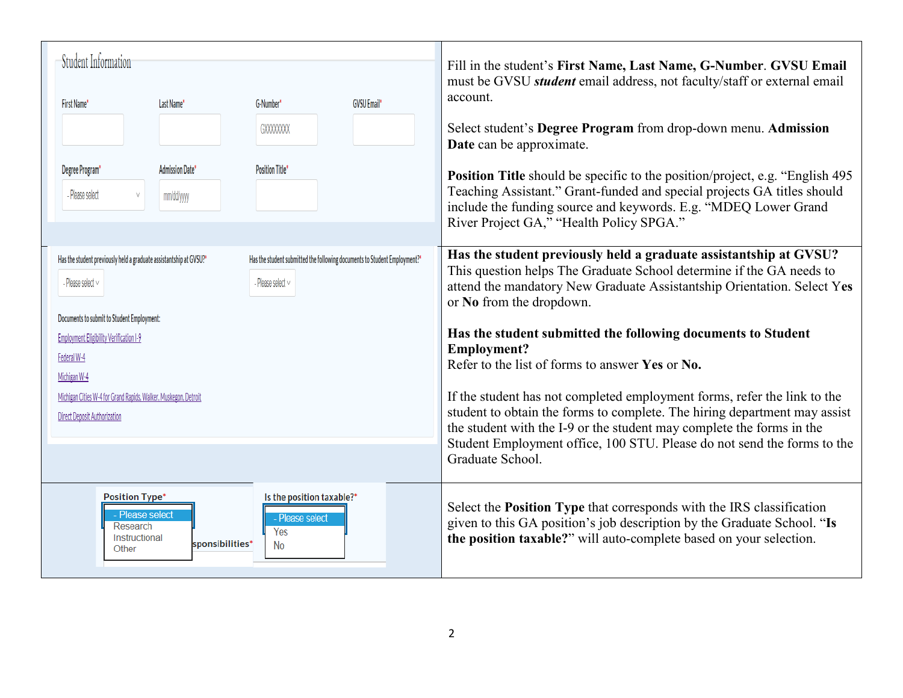| Form | Instructions |
| --- | --- |
| **Student Information**<br>First Name* / Last Name* / G-Number* (GXXXXXXXX) / GVSU Email*<br>Degree Program* (- Please select) / Admission Date* (mm/dd/yyyy) / Position Title* | Fill in the student's **First Name, Last Name, G-Number**. **GVSU Email** must be GVSU ***student*** email address, not faculty/staff or external email account.<br><br>Select student's **Degree Program** from drop-down menu. **Admission Date** can be approximate.<br><br>**Position Title** should be specific to the position/project, e.g. "English 495 Teaching Assistant." Grant-funded and special projects GA titles should include the funding source and keywords. E.g. "MDEQ Lower Grand River Project GA," "Health Policy SPGA." |
| Has the student previously held a graduate assistantship at GVSU?* (- Please select)<br>Has the student submitted the following documents to Student Employment?* (- Please select)<br>Documents to submit to Student Employment:<br>Employment Eligibility Verification I-9<br>Federal W-4<br>Michigan W-4<br>Michigan Cities W-4 for Grand Rapids, Walker, Muskegon, Detroit<br>Direct Deposit Authorization | **Has the student previously held a graduate assistantship at GVSU?** This question helps The Graduate School determine if the GA needs to attend the mandatory New Graduate Assistantship Orientation. Select **Yes** or **No** from the dropdown.<br><br>**Has the student submitted the following documents to Student Employment?** Refer to the list of forms to answer **Yes** or **No.**<br><br>If the student has not completed employment forms, refer the link to the student to obtain the forms to complete. The hiring department may assist the student with the I-9 or the student may complete the forms in the Student Employment office, 100 STU. Please do not send the forms to the Graduate School. |
| Position Type* (- Please select / Research / Instructional / Other)<br>Is the position taxable?* (- Please select / Yes / No) | Select the **Position Type** that corresponds with the IRS classification given to this GA position's job description by the Graduate School. "**Is the position taxable?**" will auto-complete based on your selection. |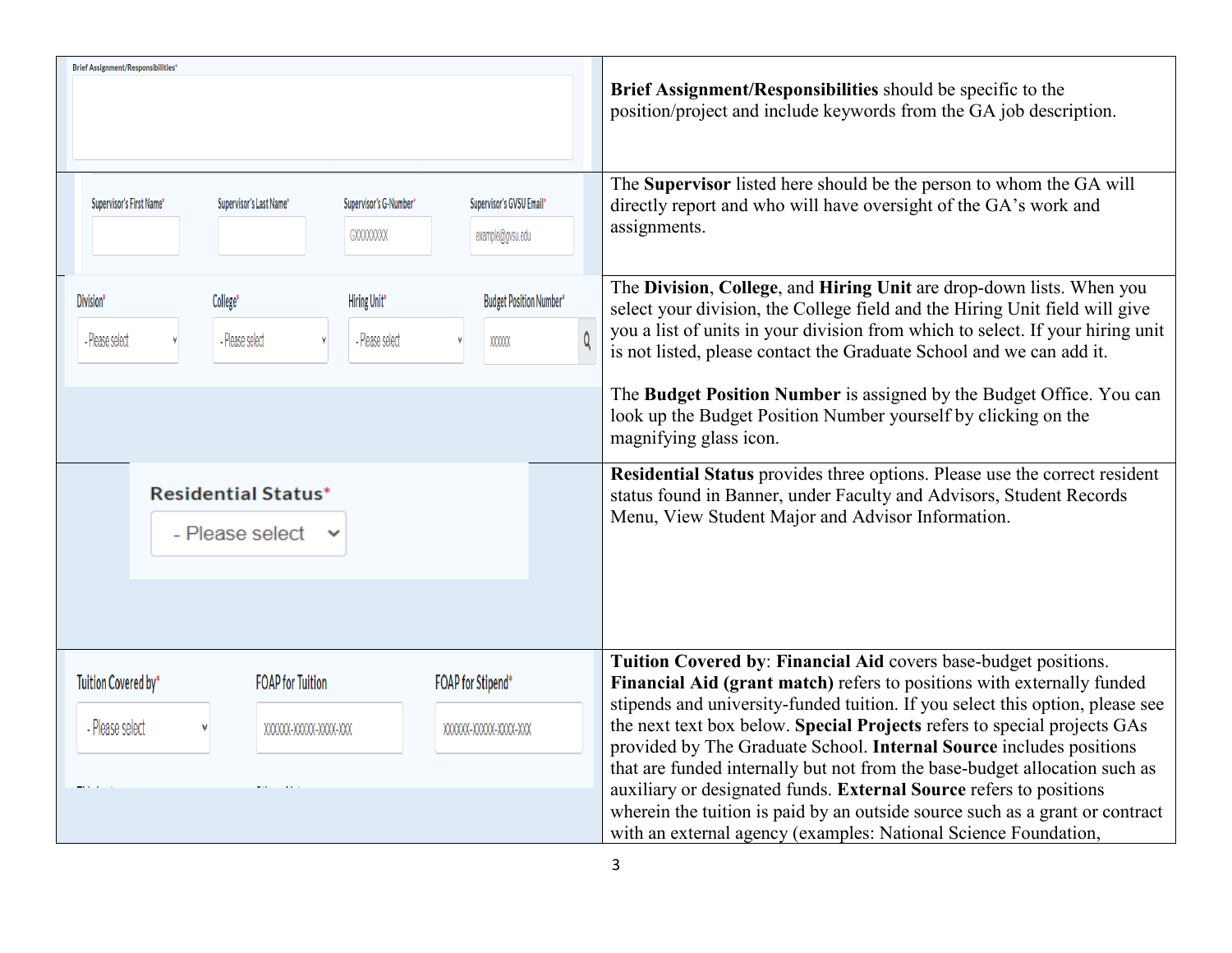| Form Field | Instructions |
| --- | --- |
| Brief Assignment/Responsibilities* | **Brief Assignment/Responsibilities** should be specific to the position/project and include keywords from the GA job description. |
| Supervisor's First Name* · Supervisor's Last Name* · Supervisor's G-Number* (GXXXXXXXX) · Supervisor's GVSU Email* (example@gvsu.edu) | The **Supervisor** listed here should be the person to whom the GA will directly report and who will have oversight of the GA's work and assignments. |
| Division* (- Please select) · College* (- Please select) · Hiring Unit* (- Please select) · Budget Position Number* (XXXXX) | The **Division**, **College**, and **Hiring Unit** are drop-down lists. When you select your division, the College field and the Hiring Unit field will give you a list of units in your division from which to select. If your hiring unit is not listed, please contact the Graduate School and we can add it.<br><br>The **Budget Position Number** is assigned by the Budget Office. You can look up the Budget Position Number yourself by clicking on the magnifying glass icon. |
| Residential Status* (- Please select) | **Residential Status** provides three options. Please use the correct resident status found in Banner, under Faculty and Advisors, Student Records Menu, View Student Major and Advisor Information. |
| Tuition Covered by* (- Please select) · FOAP for Tuition (XXXXXX-XXXXX-XXXX-XXX) · FOAP for Stipend* (XXXXXX-XXXXX-XXXX-XXX) | **Tuition Covered by**: **Financial Aid** covers base-budget positions. **Financial Aid (grant match)** refers to positions with externally funded stipends and university-funded tuition. If you select this option, please see the next text box below. **Special Projects** refers to special projects GAs provided by The Graduate School. **Internal Source** includes positions that are funded internally but not from the base-budget allocation such as auxiliary or designated funds. **External Source** refers to positions wherein the tuition is paid by an outside source such as a grant or contract with an external agency (examples: National Science Foundation, |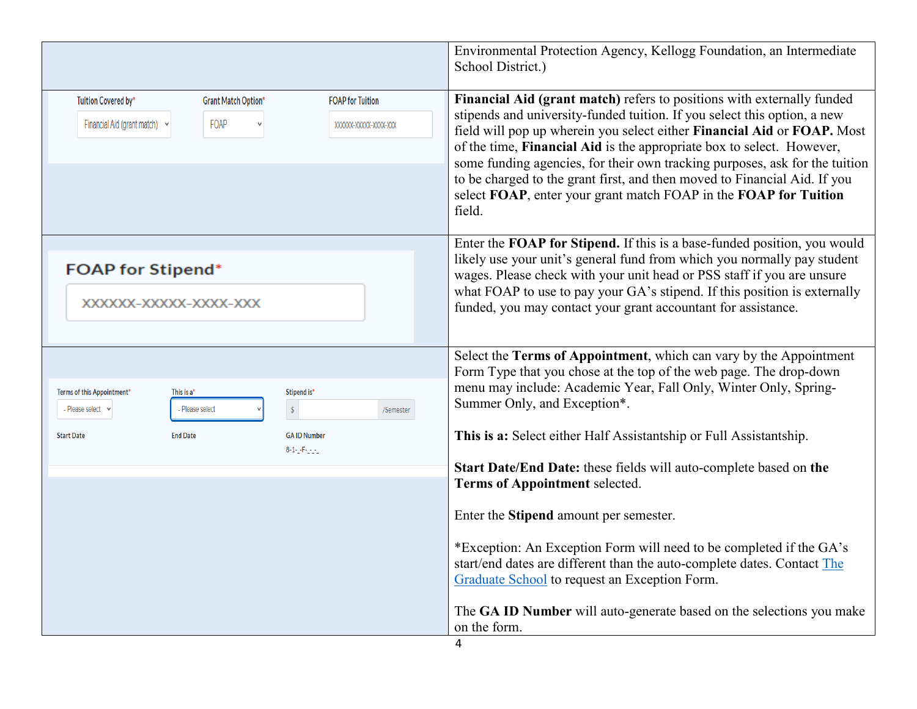| | |
|---|---|
| | Environmental Protection Agency, Kellogg Foundation, an Intermediate School District.) |
| Tuition Covered by* Financial Aid (grant match) · Grant Match Option* FOAP · FOAP for Tuition XXXXXX-XXXXX-XXXX-XXX | **Financial Aid (grant match)** refers to positions with externally funded stipends and university-funded tuition. If you select this option, a new field will pop up wherein you select either **Financial Aid** or **FOAP.** Most of the time, **Financial Aid** is the appropriate box to select. However, some funding agencies, for their own tracking purposes, ask for the tuition to be charged to the grant first, and then moved to Financial Aid. If you select **FOAP**, enter your grant match FOAP in the **FOAP for Tuition** field. |
| FOAP for Stipend* XXXXXX-XXXXX-XXXX-XXX | Enter the **FOAP for Stipend.** If this is a base-funded position, you would likely use your unit's general fund from which you normally pay student wages. Please check with your unit head or PSS staff if you are unsure what FOAP to use to pay your GA's stipend. If this position is externally funded, you may contact your grant accountant for assistance. |
| Terms of this Appointment* - Please select · This is a* - Please select · Stipend is* $ /Semester · Start Date · End Date · GA ID Number 8-1-_-F-_-_-_ | Select the **Terms of Appointment**, which can vary by the Appointment Form Type that you chose at the top of the web page. The drop-down menu may include: Academic Year, Fall Only, Winter Only, Spring-Summer Only, and Exception*.<br><br>**This is a:** Select either Half Assistantship or Full Assistantship.<br><br>**Start Date/End Date:** these fields will auto-complete based on **the Terms of Appointment** selected.<br><br>Enter the **Stipend** amount per semester.<br><br>*Exception: An Exception Form will need to be completed if the GA's start/end dates are different than the auto-complete dates. Contact The Graduate School to request an Exception Form.<br><br>The **GA ID Number** will auto-generate based on the selections you make on the form. |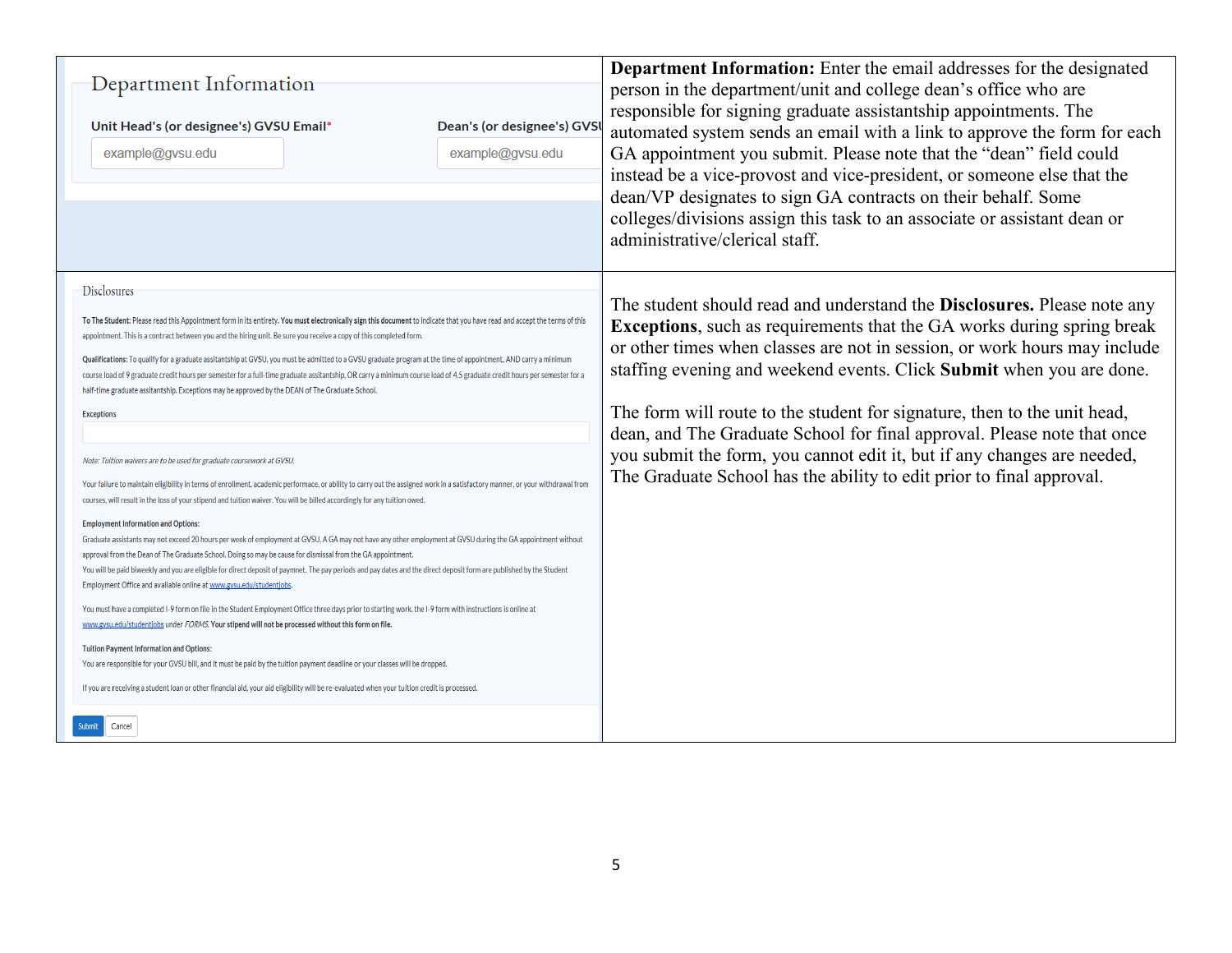| | |
|---|---|
| Department Information<br><br>Unit Head's (or designee's) GVSU Email* example@gvsu.edu<br><br>Dean's (or designee's) GVSU example@gvsu.edu | **Department Information:** Enter the email addresses for the designated person in the department/unit and college dean's office who are responsible for signing graduate assistantship appointments. The automated system sends an email with a link to approve the form for each GA appointment you submit. Please note that the "dean" field could instead be a vice-provost and vice-president, or someone else that the dean/VP designates to sign GA contracts on their behalf. Some colleges/divisions assign this task to an associate or assistant dean or administrative/clerical staff. |
| Disclosures<br><br>**To The Student:** Please read this Appointment form in its entirety. **You must electronically sign this document** to indicate that you have read and accept the terms of this appointment. This is a contract between you and the hiring unit. Be sure you receive a copy of this completed form.<br><br>**Qualifications:** To qualify for a graduate assistantship at GVSU, you must be admitted to a GVSU graduate program at the time of appointment, AND carry a minimum course load of 9 graduate credit hours per semester for a full-time graduate assitantship, OR carry a minimum course load of 4.5 graduate credit hours per semester for a half-time graduate assitantship. Exceptions may be approved by the DEAN of The Graduate School.<br><br>**Exceptions**<br><br>*Note: Tuition waivers are to be used for graduate coursework at GVSU.*<br><br>Your failure to maintain eligibility in terms of enrollment, academic perfromace, or ability to carry out the assigned work in a satisfactory manner, or your withdrawal from courses, will result in the loss of your stipend and tuition waiver. You will be billed accordingly for any tuition owed.<br><br>**Employment Information and Options:**<br>Graduate assistants may not exceed 20 hours per week of employment at GVSU. A GA may not have any other employment at GVSU during the GA appointment without approval from the Dean of The Graduate School. Doing so may be cause for dismissal from the GA appointment.<br>You will be paid biweekly and you are eligible for direct deposit of paymnet. The pay periods and pay dates and the direct deposit form are published by the Student Employment Office and available online at www.gvsu.edu/studentjobs.<br><br>You must have a completed I-9 form on file in the Student Employment Office three days prior to starting work. the I-9 form with instructions is online at www.gvsu.edu/studentjobs under *FORMS*. **Your stipend will not be processed without this form on file.**<br><br>**Tuition Payment Information and Options:**<br>You are responsible for your GVSU bill, and it must be paid by the tuition payment deadline or your classes will be dropped.<br><br>If you are receiving a student loan or other financial aid, your aid eligibility will be re-evaluated when your tuition credit is processed.<br><br>Submit Cancel | The student should read and understand the **Disclosures.** Please note any **Exceptions**, such as requirements that the GA works during spring break or other times when classes are not in session, or work hours may include staffing evening and weekend events. Click **Submit** when you are done.<br><br>The form will route to the student for signature, then to the unit head, dean, and The Graduate School for final approval. Please note that once you submit the form, you cannot edit it, but if any changes are needed, The Graduate School has the ability to edit prior to final approval. |